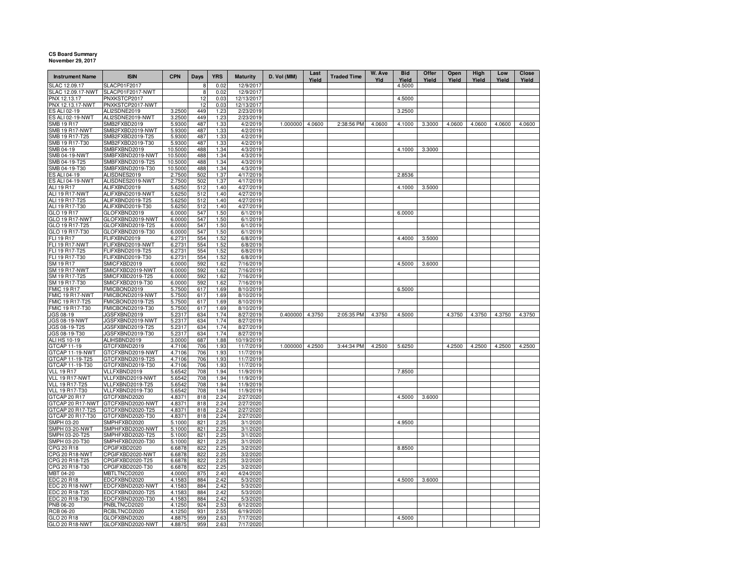**CS Board Summary**
**November 29, 2017**

| Instrument Name | ISIN | CPN | Days | YRS | Maturity | D. Vol (MM) | Last Yield | Traded Time | W. Ave Yld | Bid Yield | Offer Yield | Open Yield | High Yield | Low Yield | Close Yield |
|---|---|---|---|---|---|---|---|---|---|---|---|---|---|---|---|
| SLAC 12.09.17 | SLACP01F2017 | | 8 | 0.02 | 12/9/2017 | | | | | 4.5000 | | | | | |
| SLAC 12.09.17-NWT | SLACP01F2017-NWT | | 8 | 0.02 | 12/9/2017 | | | | | | | | | | |
| PNX 12.13.17 | PNXKSTCP2017 | | 12 | 0.03 | 12/13/2017 | | | | | 4.5000 | | | | | |
| PNX 12.13.17-NWT | PNXKSTCP2017-NWT | | 12 | 0.03 | 12/13/2017 | | | | | | | | | | |
| ES ALI 02-19 | ALI2SDNE2019 | 3.2500 | 449 | 1.23 | 2/23/2019 | | | | | 3.2500 | | | | | |
| ES ALI 02-19-NWT | ALI2SDNE2019-NWT | 3.2500 | 449 | 1.23 | 2/23/2019 | | | | | | | | | | |
| SMB 19 R17 | SMB2FXBD2019 | 5.9300 | 487 | 1.33 | 4/2/2019 | 1.000000 | 4.0600 | 2:38:56 PM | 4.0600 | 4.1000 | 3.3000 | 4.0600 | 4.0600 | 4.0600 | 4.0600 |
| SMB 19 R17-NWT | SMB2FXBD2019-NWT | 5.9300 | 487 | 1.33 | 4/2/2019 | | | | | | | | | | |
| SMB 19 R17-T25 | SMB2FXBD2019-T25 | 5.9300 | 487 | 1.33 | 4/2/2019 | | | | | | | | | | |
| SMB 19 R17-T30 | SMB2FXBD2019-T30 | 5.9300 | 487 | 1.33 | 4/2/2019 | | | | | | | | | | |
| SMB 04-19 | SMBFXBND2019 | 10.5000 | 488 | 1.34 | 4/3/2019 | | | | | 4.1000 | 3.3000 | | | | |
| SMB 04-19-NWT | SMBFXBND2019-NWT | 10.5000 | 488 | 1.34 | 4/3/2019 | | | | | | | | | | |
| SMB 04-19-T25 | SMBFXBND2019-T25 | 10.5000 | 488 | 1.34 | 4/3/2019 | | | | | | | | | | |
| SMB 04-19-T30 | SMBFXBND2019-T30 | 10.5000 | 488 | 1.34 | 4/3/2019 | | | | | | | | | | |
| ES ALI 04-19 | ALISDNES2019 | 2.7500 | 502 | 1.37 | 4/17/2019 | | | | | 2.8536 | | | | | |
| ES ALI 04-19-NWT | ALISDNES2019-NWT | 2.7500 | 502 | 1.37 | 4/17/2019 | | | | | | | | | | |
| ALI 19 R17 | ALIFXBND2019 | 5.6250 | 512 | 1.40 | 4/27/2019 | | | | | 4.1000 | 3.5000 | | | | |
| ALI 19 R17-NWT | ALIFXBND2019-NWT | 5.6250 | 512 | 1.40 | 4/27/2019 | | | | | | | | | | |
| ALI 19 R17-T25 | ALIFXBND2019-T25 | 5.6250 | 512 | 1.40 | 4/27/2019 | | | | | | | | | | |
| ALI 19 R17-T30 | ALIFXBND2019-T30 | 5.6250 | 512 | 1.40 | 4/27/2019 | | | | | | | | | | |
| GLO 19 R17 | GLOFXBND2019 | 6.0000 | 547 | 1.50 | 6/1/2019 | | | | | 6.0000 | | | | | |
| GLO 19 R17-NWT | GLOFXBND2019-NWT | 6.0000 | 547 | 1.50 | 6/1/2019 | | | | | | | | | | |
| GLO 19 R17-T25 | GLOFXBND2019-T25 | 6.0000 | 547 | 1.50 | 6/1/2019 | | | | | | | | | | |
| GLO 19 R17-T30 | GLOFXBND2019-T30 | 6.0000 | 547 | 1.50 | 6/1/2019 | | | | | | | | | | |
| FLI 19 R17 | FLIFXBND2019 | 6.2731 | 554 | 1.52 | 6/8/2019 | | | | | 4.4000 | 3.5000 | | | | |
| FLI 19 R17-NWT | FLIFXBND2019-NWT | 6.2731 | 554 | 1.52 | 6/8/2019 | | | | | | | | | | |
| FLI 19 R17-T25 | FLIFXBND2019-T25 | 6.2731 | 554 | 1.52 | 6/8/2019 | | | | | | | | | | |
| FLI 19 R17-T30 | FLIFXBND2019-T30 | 6.2731 | 554 | 1.52 | 6/8/2019 | | | | | | | | | | |
| SM 19 R17 | SMICFXBD2019 | 6.0000 | 592 | 1.62 | 7/16/2019 | | | | | 4.5000 | 3.6000 | | | | |
| SM 19 R17-NWT | SMICFXBD2019-NWT | 6.0000 | 592 | 1.62 | 7/16/2019 | | | | | | | | | | |
| SM 19 R17-T25 | SMICFXBD2019-T25 | 6.0000 | 592 | 1.62 | 7/16/2019 | | | | | | | | | | |
| SM 19 R17-T30 | SMICFXBD2019-T30 | 6.0000 | 592 | 1.62 | 7/16/2019 | | | | | | | | | | |
| FMIC 19 R17 | FMICBOND2019 | 5.7500 | 617 | 1.69 | 8/10/2019 | | | | | 6.5000 | | | | | |
| FMIC 19 R17-NWT | FMICBOND2019-NWT | 5.7500 | 617 | 1.69 | 8/10/2019 | | | | | | | | | | |
| FMIC 19 R17-T25 | FMICBOND2019-T25 | 5.7500 | 617 | 1.69 | 8/10/2019 | | | | | | | | | | |
| FMIC 19 R17-T30 | FMICBOND2019-T30 | 5.7500 | 617 | 1.69 | 8/10/2019 | | | | | | | | | | |
| JGS 08-19 | JGSFXBND2019 | 5.2317 | 634 | 1.74 | 8/27/2019 | 0.400000 | 4.3750 | 2:05:35 PM | 4.3750 | 4.5000 | | 4.3750 | 4.3750 | 4.3750 | 4.3750 |
| JGS 08-19-NWT | JGSFXBND2019-NWT | 5.2317 | 634 | 1.74 | 8/27/2019 | | | | | | | | | | |
| JGS 08-19-T25 | JGSFXBND2019-T25 | 5.2317 | 634 | 1.74 | 8/27/2019 | | | | | | | | | | |
| JGS 08-19-T30 | JGSFXBND2019-T30 | 5.2317 | 634 | 1.74 | 8/27/2019 | | | | | | | | | | |
| ALI HS 10-19 | ALIHSBND2019 | 3.0000 | 687 | 1.88 | 10/19/2019 | | | | | | | | | | |
| GTCAP 11-19 | GTCFXBND2019 | 4.7106 | 706 | 1.93 | 11/7/2019 | 1.000000 | 4.2500 | 3:44:34 PM | 4.2500 | 5.6250 | | 4.2500 | 4.2500 | 4.2500 | 4.2500 |
| GTCAP 11-19-NWT | GTCFXBND2019-NWT | 4.7106 | 706 | 1.93 | 11/7/2019 | | | | | | | | | | |
| GTCAP 11-19-T25 | GTCFXBND2019-T25 | 4.7106 | 706 | 1.93 | 11/7/2019 | | | | | | | | | | |
| GTCAP 11-19-T30 | GTCFXBND2019-T30 | 4.7106 | 706 | 1.93 | 11/7/2019 | | | | | | | | | | |
| VLL 19 R17 | VLLFXBND2019 | 5.6542 | 708 | 1.94 | 11/9/2019 | | | | | 7.8500 | | | | | |
| VLL 19 R17-NWT | VLLFXBND2019-NWT | 5.6542 | 708 | 1.94 | 11/9/2019 | | | | | | | | | | |
| VLL 19 R17-T25 | VLLFXBND2019-T25 | 5.6542 | 708 | 1.94 | 11/9/2019 | | | | | | | | | | |
| VLL 19 R17-T30 | VLLFXBND2019-T30 | 5.6542 | 708 | 1.94 | 11/9/2019 | | | | | | | | | | |
| GTCAP 20 R17 | GTCFXBND2020 | 4.8371 | 818 | 2.24 | 2/27/2020 | | | | | 4.5000 | 3.6000 | | | | |
| GTCAP 20 R17-NWT | GTCFXBND2020-NWT | 4.8371 | 818 | 2.24 | 2/27/2020 | | | | | | | | | | |
| GTCAP 20 R17-T25 | GTCFXBND2020-T25 | 4.8371 | 818 | 2.24 | 2/27/2020 | | | | | | | | | | |
| GTCAP 20 R17-T30 | GTCFXBND2020-T30 | 4.8371 | 818 | 2.24 | 2/27/2020 | | | | | | | | | | |
| SMPH 03-20 | SMPHFXBD2020 | 5.1000 | 821 | 2.25 | 3/1/2020 | | | | | 4.9500 | | | | | |
| SMPH 03-20-NWT | SMPHFXBD2020-NWT | 5.1000 | 821 | 2.25 | 3/1/2020 | | | | | | | | | | |
| SMPH 03-20-T25 | SMPHFXBD2020-T25 | 5.1000 | 821 | 2.25 | 3/1/2020 | | | | | | | | | | |
| SMPH 03-20-T30 | SMPHFXBD2020-T30 | 5.1000 | 821 | 2.25 | 3/1/2020 | | | | | | | | | | |
| CPG 20 R18 | CPGIFXBD2020 | 6.6878 | 822 | 2.25 | 3/2/2020 | | | | | 8.8500 | | | | | |
| CPG 20 R18-NWT | CPGIFXBD2020-NWT | 6.6878 | 822 | 2.25 | 3/2/2020 | | | | | | | | | | |
| CPG 20 R18-T25 | CPGIFXBD2020-T25 | 6.6878 | 822 | 2.25 | 3/2/2020 | | | | | | | | | | |
| CPG 20 R18-T30 | CPGIFXBD2020-T30 | 6.6878 | 822 | 2.25 | 3/2/2020 | | | | | | | | | | |
| MBT 04-20 | MBTLTNCD2020 | 4.0000 | 875 | 2.40 | 4/24/2020 | | | | | | | | | | |
| EDC 20 R18 | EDCFXBND2020 | 4.1583 | 884 | 2.42 | 5/3/2020 | | | | | 4.5000 | 3.6000 | | | | |
| EDC 20 R18-NWT | EDCFXBND2020-NWT | 4.1583 | 884 | 2.42 | 5/3/2020 | | | | | | | | | | |
| EDC 20 R18-T25 | EDCFXBND2020-T25 | 4.1583 | 884 | 2.42 | 5/3/2020 | | | | | | | | | | |
| EDC 20 R18-T30 | EDCFXBND2020-T30 | 4.1583 | 884 | 2.42 | 5/3/2020 | | | | | | | | | | |
| PNB 06-20 | PNBLTNCD2020 | 4.1250 | 924 | 2.53 | 6/12/2020 | | | | | | | | | | |
| RCB 06-20 | RCBLTNCD2020 | 4.1250 | 931 | 2.55 | 6/19/2020 | | | | | | | | | | |
| GLO 20 R18 | GLOFXBND2020 | 4.8875 | 959 | 2.63 | 7/17/2020 | | | | | 4.5000 | | | | | |
| GLO 20 R18-NWT | GLOFXBND2020-NWT | 4.8875 | 959 | 2.63 | 7/17/2020 | | | | | | | | | | |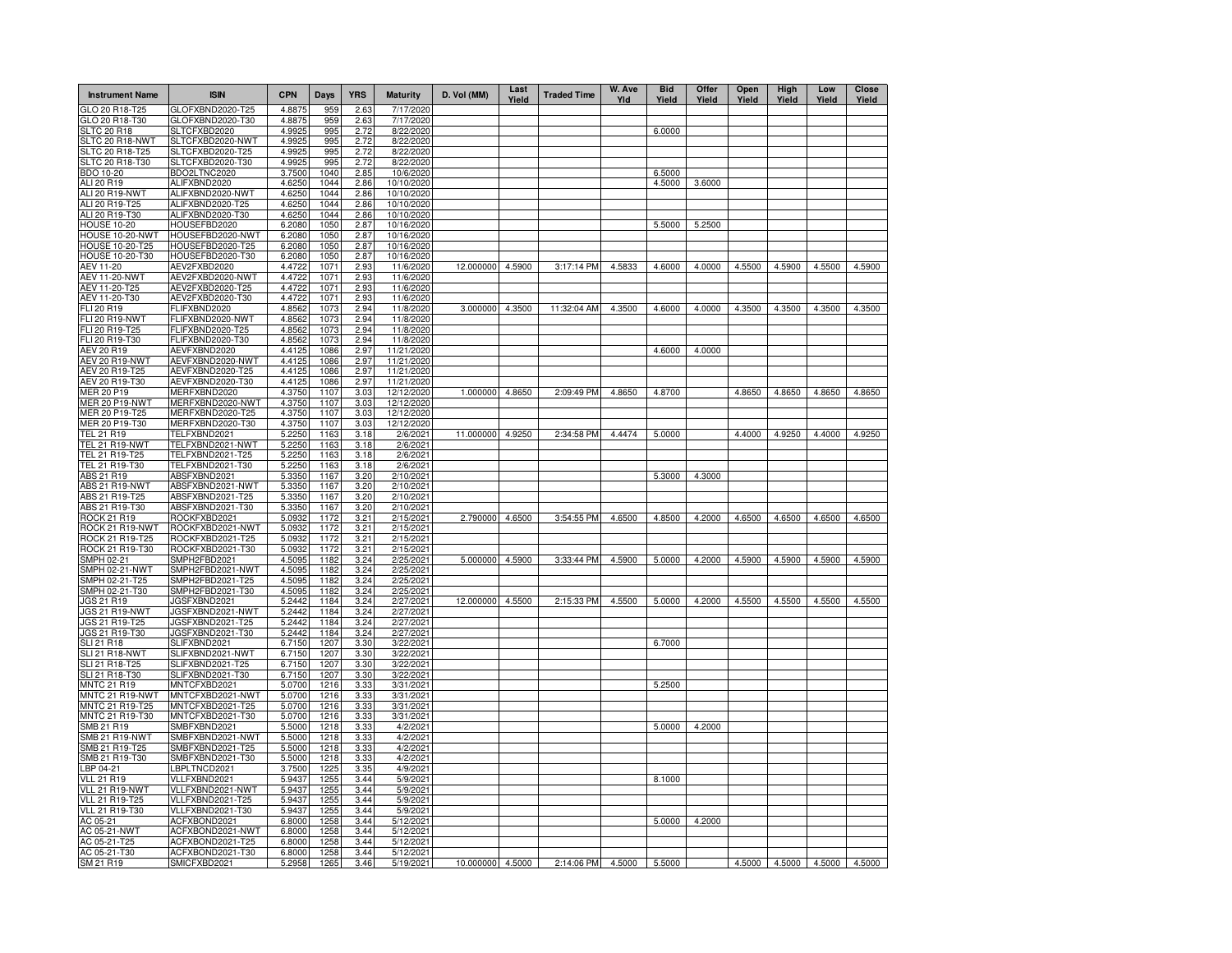| Instrument Name | ISIN | CPN | Days | YRS | Maturity | D. Vol (MM) | Last Yield | Traded Time | W. Ave Yld | Bid Yield | Offer Yield | Open Yield | High Yield | Low Yield | Close Yield |
|---|---|---|---|---|---|---|---|---|---|---|---|---|---|---|---|
| GLO 20 R18-T25 | GLOFXBND2020-T25 | 4.8875 | 959 | 2.63 | 7/17/2020 | | | | | | | | | | |
| GLO 20 R18-T30 | GLOFXBND2020-T30 | 4.8875 | 959 | 2.63 | 7/17/2020 | | | | | | | | | | |
| SLTC 20 R18 | SLTCFXBD2020 | 4.9925 | 995 | 2.72 | 8/22/2020 | | | | | 6.0000 | | | | | |
| SLTC 20 R18-NWT | SLTCFXBD2020-NWT | 4.9925 | 995 | 2.72 | 8/22/2020 | | | | | | | | | | |
| SLTC 20 R18-T25 | SLTCFXBD2020-T25 | 4.9925 | 995 | 2.72 | 8/22/2020 | | | | | | | | | | |
| SLTC 20 R18-T30 | SLTCFXBD2020-T30 | 4.9925 | 995 | 2.72 | 8/22/2020 | | | | | | | | | | |
| BDO 10-20 | BDO2LTNC2020 | 3.7500 | 1040 | 2.85 | 10/6/2020 | | | | | 6.5000 | | | | | |
| ALI 20 R19 | ALIFXBND2020 | 4.6250 | 1044 | 2.86 | 10/10/2020 | | | | | 4.5000 | 3.6000 | | | | |
| ALI 20 R19-NWT | ALIFXBND2020-NWT | 4.6250 | 1044 | 2.86 | 10/10/2020 | | | | | | | | | | |
| ALI 20 R19-T25 | ALIFXBND2020-T25 | 4.6250 | 1044 | 2.86 | 10/10/2020 | | | | | | | | | | |
| ALI 20 R19-T30 | ALIFXBND2020-T30 | 4.6250 | 1044 | 2.86 | 10/10/2020 | | | | | | | | | | |
| HOUSE 10-20 | HOUSEFBD2020 | 6.2080 | 1050 | 2.87 | 10/16/2020 | | | | | 5.5000 | 5.2500 | | | | |
| HOUSE 10-20-NWT | HOUSEFBD2020-NWT | 6.2080 | 1050 | 2.87 | 10/16/2020 | | | | | | | | | | |
| HOUSE 10-20-T25 | HOUSEFBD2020-T25 | 6.2080 | 1050 | 2.87 | 10/16/2020 | | | | | | | | | | |
| HOUSE 10-20-T30 | HOUSEFBD2020-T30 | 6.2080 | 1050 | 2.87 | 10/16/2020 | | | | | | | | | | |
| AEV 11-20 | AEV2FXBD2020 | 4.4722 | 1071 | 2.93 | 11/6/2020 | 12.000000 | 4.5900 | 3:17:14 PM | 4.5833 | 4.6000 | 4.0000 | 4.5500 | 4.5900 | 4.5500 | 4.5900 |
| AEV 11-20-NWT | AEV2FXBD2020-NWT | 4.4722 | 1071 | 2.93 | 11/6/2020 | | | | | | | | | | |
| AEV 11-20-T25 | AEV2FXBD2020-T25 | 4.4722 | 1071 | 2.93 | 11/6/2020 | | | | | | | | | | |
| AEV 11-20-T30 | AEV2FXBD2020-T30 | 4.4722 | 1071 | 2.93 | 11/6/2020 | | | | | | | | | | |
| FLI 20 R19 | FLIFXBND2020 | 4.8562 | 1073 | 2.94 | 11/8/2020 | 3.000000 | 4.3500 | 11:32:04 AM | 4.3500 | 4.6000 | 4.0000 | 4.3500 | 4.3500 | 4.3500 | 4.3500 |
| FLI 20 R19-NWT | FLIFXBND2020-NWT | 4.8562 | 1073 | 2.94 | 11/8/2020 | | | | | | | | | | |
| FLI 20 R19-T25 | FLIFXBND2020-T25 | 4.8562 | 1073 | 2.94 | 11/8/2020 | | | | | | | | | | |
| FLI 20 R19-T30 | FLIFXBND2020-T30 | 4.8562 | 1073 | 2.94 | 11/8/2020 | | | | | | | | | | |
| AEV 20 R19 | AEVFXBND2020 | 4.4125 | 1086 | 2.97 | 11/21/2020 | | | | | 4.6000 | 4.0000 | | | | |
| AEV 20 R19-NWT | AEVFXBND2020-NWT | 4.4125 | 1086 | 2.97 | 11/21/2020 | | | | | | | | | | |
| AEV 20 R19-T25 | AEVFXBND2020-T25 | 4.4125 | 1086 | 2.97 | 11/21/2020 | | | | | | | | | | |
| AEV 20 R19-T30 | AEVFXBND2020-T30 | 4.4125 | 1086 | 2.97 | 11/21/2020 | | | | | | | | | | |
| MER 20 P19 | MERFXBND2020 | 4.3750 | 1107 | 3.03 | 12/12/2020 | 1.000000 | 4.8650 | 2:09:49 PM | 4.8650 | 4.8700 | | 4.8650 | 4.8650 | 4.8650 | 4.8650 |
| MER 20 P19-NWT | MERFXBND2020-NWT | 4.3750 | 1107 | 3.03 | 12/12/2020 | | | | | | | | | | |
| MER 20 P19-T25 | MERFXBND2020-T25 | 4.3750 | 1107 | 3.03 | 12/12/2020 | | | | | | | | | | |
| MER 20 P19-T30 | MERFXBND2020-T30 | 4.3750 | 1107 | 3.03 | 12/12/2020 | | | | | | | | | | |
| TEL 21 R19 | TELFXBND2021 | 5.2250 | 1163 | 3.18 | 2/6/2021 | 11.000000 | 4.9250 | 2:34:58 PM | 4.4474 | 5.0000 | | 4.4000 | 4.9250 | 4.4000 | 4.9250 |
| TEL 21 R19-NWT | TELFXBND2021-NWT | 5.2250 | 1163 | 3.18 | 2/6/2021 | | | | | | | | | | |
| TEL 21 R19-T25 | TELFXBND2021-T25 | 5.2250 | 1163 | 3.18 | 2/6/2021 | | | | | | | | | | |
| TEL 21 R19-T30 | TELFXBND2021-T30 | 5.2250 | 1163 | 3.18 | 2/6/2021 | | | | | | | | | | |
| ABS 21 R19 | ABSFXBND2021 | 5.3350 | 1167 | 3.20 | 2/10/2021 | | | | | 5.3000 | 4.3000 | | | | |
| ABS 21 R19-NWT | ABSFXBND2021-NWT | 5.3350 | 1167 | 3.20 | 2/10/2021 | | | | | | | | | | |
| ABS 21 R19-T25 | ABSFXBND2021-T25 | 5.3350 | 1167 | 3.20 | 2/10/2021 | | | | | | | | | | |
| ABS 21 R19-T30 | ABSFXBND2021-T30 | 5.3350 | 1167 | 3.20 | 2/10/2021 | | | | | | | | | | |
| ROCK 21 R19 | ROCKFXBD2021 | 5.0932 | 1172 | 3.21 | 2/15/2021 | 2.790000 | 4.6500 | 3:54:55 PM | 4.6500 | 4.8500 | 4.2000 | 4.6500 | 4.6500 | 4.6500 | 4.6500 |
| ROCK 21 R19-NWT | ROCKFXBD2021-NWT | 5.0932 | 1172 | 3.21 | 2/15/2021 | | | | | | | | | | |
| ROCK 21 R19-T25 | ROCKFXBD2021-T25 | 5.0932 | 1172 | 3.21 | 2/15/2021 | | | | | | | | | | |
| ROCK 21 R19-T30 | ROCKFXBD2021-T30 | 5.0932 | 1172 | 3.21 | 2/15/2021 | | | | | | | | | | |
| SMPH 02-21 | SMPH2FBD2021 | 4.5095 | 1182 | 3.24 | 2/25/2021 | 5.000000 | 4.5900 | 3:33:44 PM | 4.5900 | 5.0000 | 4.2000 | 4.5900 | 4.5900 | 4.5900 | 4.5900 |
| SMPH 02-21-NWT | SMPH2FBD2021-NWT | 4.5095 | 1182 | 3.24 | 2/25/2021 | | | | | | | | | | |
| SMPH 02-21-T25 | SMPH2FBD2021-T25 | 4.5095 | 1182 | 3.24 | 2/25/2021 | | | | | | | | | | |
| SMPH 02-21-T30 | SMPH2FBD2021-T30 | 4.5095 | 1182 | 3.24 | 2/25/2021 | | | | | | | | | | |
| JGS 21 R19 | JGSFXBND2021 | 5.2442 | 1184 | 3.24 | 2/27/2021 | 12.000000 | 4.5500 | 2:15:33 PM | 4.5500 | 5.0000 | 4.2000 | 4.5500 | 4.5500 | 4.5500 | 4.5500 |
| JGS 21 R19-NWT | JGSFXBND2021-NWT | 5.2442 | 1184 | 3.24 | 2/27/2021 | | | | | | | | | | |
| JGS 21 R19-T25 | JGSFXBND2021-T25 | 5.2442 | 1184 | 3.24 | 2/27/2021 | | | | | | | | | | |
| JGS 21 R19-T30 | JGSFXBND2021-T30 | 5.2442 | 1184 | 3.24 | 2/27/2021 | | | | | | | | | | |
| SLI 21 R18 | SLIFXBND2021 | 6.7150 | 1207 | 3.30 | 3/22/2021 | | | | | 6.7000 | | | | | |
| SLI 21 R18-NWT | SLIFXBND2021-NWT | 6.7150 | 1207 | 3.30 | 3/22/2021 | | | | | | | | | | |
| SLI 21 R18-T25 | SLIFXBND2021-T25 | 6.7150 | 1207 | 3.30 | 3/22/2021 | | | | | | | | | | |
| SLI 21 R18-T30 | SLIFXBND2021-T30 | 6.7150 | 1207 | 3.30 | 3/22/2021 | | | | | | | | | | |
| MNTC 21 R19 | MNTCFXBD2021 | 5.0700 | 1216 | 3.33 | 3/31/2021 | | | | | 5.2500 | | | | | |
| MNTC 21 R19-NWT | MNTCFXBD2021-NWT | 5.0700 | 1216 | 3.33 | 3/31/2021 | | | | | | | | | | |
| MNTC 21 R19-T25 | MNTCFXBD2021-T25 | 5.0700 | 1216 | 3.33 | 3/31/2021 | | | | | | | | | | |
| MNTC 21 R19-T30 | MNTCFXBD2021-T30 | 5.0700 | 1216 | 3.33 | 3/31/2021 | | | | | | | | | | |
| SMB 21 R19 | SMBFXBND2021 | 5.5000 | 1218 | 3.33 | 4/2/2021 | | | | | 5.0000 | 4.2000 | | | | |
| SMB 21 R19-NWT | SMBFXBND2021-NWT | 5.5000 | 1218 | 3.33 | 4/2/2021 | | | | | | | | | | |
| SMB 21 R19-T25 | SMBFXBND2021-T25 | 5.5000 | 1218 | 3.33 | 4/2/2021 | | | | | | | | | | |
| SMB 21 R19-T30 | SMBFXBND2021-T30 | 5.5000 | 1218 | 3.33 | 4/2/2021 | | | | | | | | | | |
| LBP 04-21 | LBPLTNCD2021 | 3.7500 | 1225 | 3.35 | 4/9/2021 | | | | | | | | | | |
| VLL 21 R19 | VLLFXBND2021 | 5.9437 | 1255 | 3.44 | 5/9/2021 | | | | | 8.1000 | | | | | |
| VLL 21 R19-NWT | VLLFXBND2021-NWT | 5.9437 | 1255 | 3.44 | 5/9/2021 | | | | | | | | | | |
| VLL 21 R19-T25 | VLLFXBND2021-T25 | 5.9437 | 1255 | 3.44 | 5/9/2021 | | | | | | | | | | |
| VLL 21 R19-T30 | VLLFXBND2021-T30 | 5.9437 | 1255 | 3.44 | 5/9/2021 | | | | | | | | | | |
| AC 05-21 | ACFXBOND2021 | 6.8000 | 1258 | 3.44 | 5/12/2021 | | | | | 5.0000 | 4.2000 | | | | |
| AC 05-21-NWT | ACFXBOND2021-NWT | 6.8000 | 1258 | 3.44 | 5/12/2021 | | | | | | | | | | |
| AC 05-21-T25 | ACFXBOND2021-T25 | 6.8000 | 1258 | 3.44 | 5/12/2021 | | | | | | | | | | |
| AC 05-21-T30 | ACFXBOND2021-T30 | 6.8000 | 1258 | 3.44 | 5/12/2021 | | | | | | | | | | |
| SM 21 R19 | SMICFXBD2021 | 5.2958 | 1265 | 3.46 | 5/19/2021 | 10.000000 | 4.5000 | 2:14:06 PM | 4.5000 | 5.5000 | | 4.5000 | 4.5000 | 4.5000 | 4.5000 |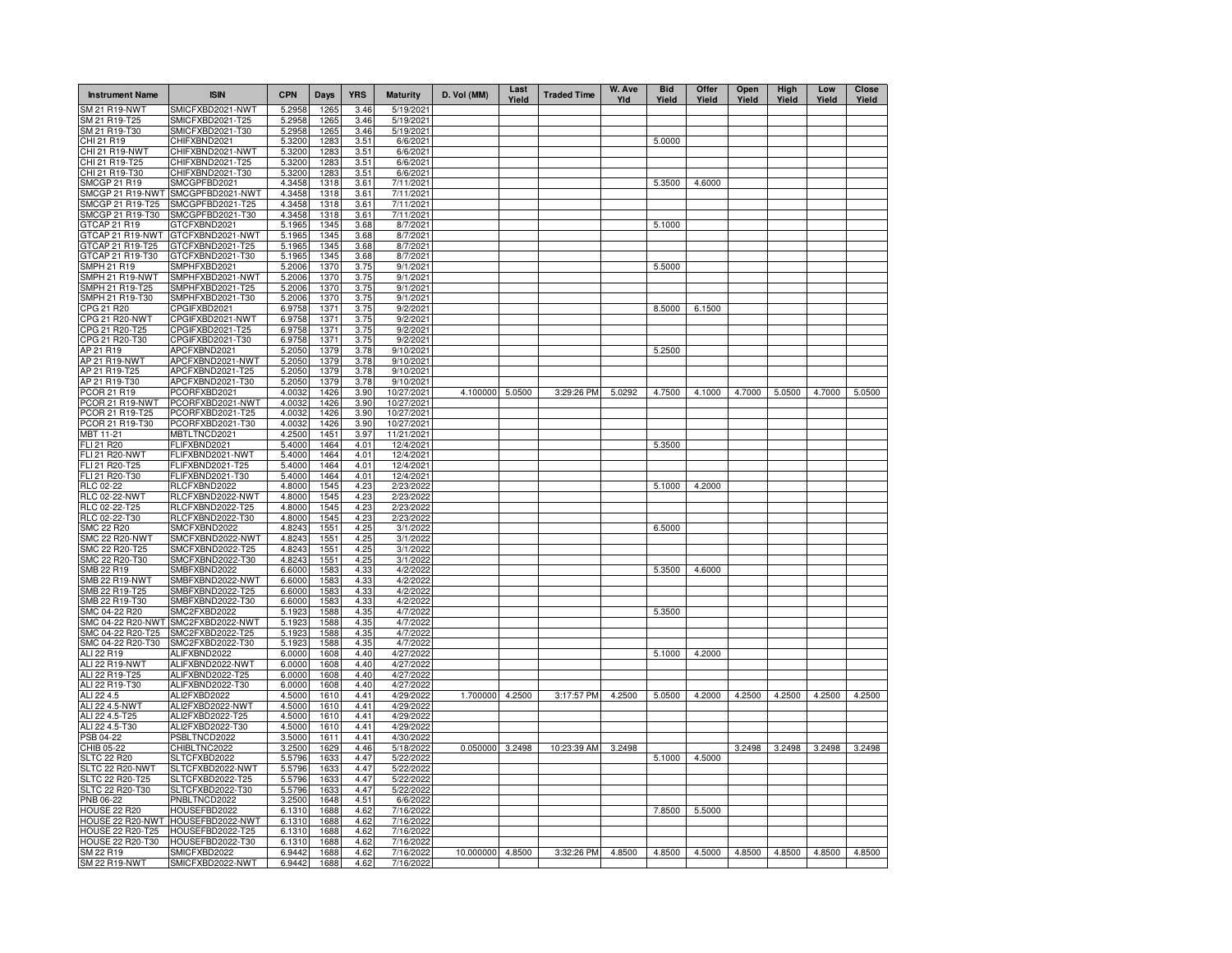| Instrument Name | ISIN | CPN | Days | YRS | Maturity | D. Vol (MM) | Last Yield | Traded Time | W. Ave Yld | Bid Yield | Offer Yield | Open Yield | High Yield | Low Yield | Close Yield |
|---|---|---|---|---|---|---|---|---|---|---|---|---|---|---|---|
| SM 21 R19-NWT | SMICFXBD2021-NWT | 5.2958 | 1265 | 3.46 | 5/19/2021 | | | | | | | | | | |
| SM 21 R19-T25 | SMICFXBD2021-T25 | 5.2958 | 1265 | 3.46 | 5/19/2021 | | | | | | | | | | |
| SM 21 R19-T30 | SMICFXBD2021-T30 | 5.2958 | 1265 | 3.46 | 5/19/2021 | | | | | | | | | | |
| CHI 21 R19 | CHIFXBND2021 | 5.3200 | 1283 | 3.51 | 6/6/2021 | | | | | 5.0000 | | | | | |
| CHI 21 R19-NWT | CHIFXBND2021-NWT | 5.3200 | 1283 | 3.51 | 6/6/2021 | | | | | | | | | | |
| CHI 21 R19-T25 | CHIFXBND2021-T25 | 5.3200 | 1283 | 3.51 | 6/6/2021 | | | | | | | | | | |
| CHI 21 R19-T30 | CHIFXBND2021-T30 | 5.3200 | 1283 | 3.51 | 6/6/2021 | | | | | | | | | | |
| SMCGP 21 R19 | SMCGPFBD2021 | 4.3458 | 1318 | 3.61 | 7/11/2021 | | | | | 5.3500 | 4.6000 | | | | |
| SMCGP 21 R19-NWT | SMCGPFBD2021-NWT | 4.3458 | 1318 | 3.61 | 7/11/2021 | | | | | | | | | | |
| SMCGP 21 R19-T25 | SMCGPFBD2021-T25 | 4.3458 | 1318 | 3.61 | 7/11/2021 | | | | | | | | | | |
| SMCGP 21 R19-T30 | SMCGPFBD2021-T30 | 4.3458 | 1318 | 3.61 | 7/11/2021 | | | | | | | | | | |
| GTCAP 21 R19 | GTCFXBND2021 | 5.1965 | 1345 | 3.68 | 8/7/2021 | | | | | 5.1000 | | | | | |
| GTCAP 21 R19-NWT | GTCFXBND2021-NWT | 5.1965 | 1345 | 3.68 | 8/7/2021 | | | | | | | | | | |
| GTCAP 21 R19-T25 | GTCFXBND2021-T25 | 5.1965 | 1345 | 3.68 | 8/7/2021 | | | | | | | | | | |
| GTCAP 21 R19-T30 | GTCFXBND2021-T30 | 5.1965 | 1345 | 3.68 | 8/7/2021 | | | | | | | | | | |
| SMPH 21 R19 | SMPHFXBD2021 | 5.2006 | 1370 | 3.75 | 9/1/2021 | | | | | 5.5000 | | | | | |
| SMPH 21 R19-NWT | SMPHFXBD2021-NWT | 5.2006 | 1370 | 3.75 | 9/1/2021 | | | | | | | | | | |
| SMPH 21 R19-T25 | SMPHFXBD2021-T25 | 5.2006 | 1370 | 3.75 | 9/1/2021 | | | | | | | | | | |
| SMPH 21 R19-T30 | SMPHFXBD2021-T30 | 5.2006 | 1370 | 3.75 | 9/1/2021 | | | | | | | | | | |
| CPG 21 R20 | CPGIFXBD2021 | 6.9758 | 1371 | 3.75 | 9/2/2021 | | | | | 8.5000 | 6.1500 | | | | |
| CPG 21 R20-NWT | CPGIFXBD2021-NWT | 6.9758 | 1371 | 3.75 | 9/2/2021 | | | | | | | | | | |
| CPG 21 R20-T25 | CPGIFXBD2021-T25 | 6.9758 | 1371 | 3.75 | 9/2/2021 | | | | | | | | | | |
| CPG 21 R20-T30 | CPGIFXBD2021-T30 | 6.9758 | 1371 | 3.75 | 9/2/2021 | | | | | | | | | | |
| AP 21 R19 | APCFXBND2021 | 5.2050 | 1379 | 3.78 | 9/10/2021 | | | | | 5.2500 | | | | | |
| AP 21 R19-NWT | APCFXBND2021-NWT | 5.2050 | 1379 | 3.78 | 9/10/2021 | | | | | | | | | | |
| AP 21 R19-T25 | APCFXBND2021-T25 | 5.2050 | 1379 | 3.78 | 9/10/2021 | | | | | | | | | | |
| AP 21 R19-T30 | APCFXBND2021-T30 | 5.2050 | 1379 | 3.78 | 9/10/2021 | | | | | | | | | | |
| PCOR 21 R19 | PCORFXBD2021 | 4.0032 | 1426 | 3.90 | 10/27/2021 | 4.100000 | 5.0500 | 3:29:26 PM | 5.0292 | 4.7500 | 4.1000 | 4.7000 | 5.0500 | 4.7000 | 5.0500 |
| PCOR 21 R19-NWT | PCORFXBD2021-NWT | 4.0032 | 1426 | 3.90 | 10/27/2021 | | | | | | | | | | |
| PCOR 21 R19-T25 | PCORFXBD2021-T25 | 4.0032 | 1426 | 3.90 | 10/27/2021 | | | | | | | | | | |
| PCOR 21 R19-T30 | PCORFXBD2021-T30 | 4.0032 | 1426 | 3.90 | 10/27/2021 | | | | | | | | | | |
| MBT 11-21 | MBTLTNCD2021 | 4.2500 | 1451 | 3.97 | 11/21/2021 | | | | | | | | | | |
| FLI 21 R20 | FLIFXBND2021 | 5.4000 | 1464 | 4.01 | 12/4/2021 | | | | | 5.3500 | | | | | |
| FLI 21 R20-NWT | FLIFXBND2021-NWT | 5.4000 | 1464 | 4.01 | 12/4/2021 | | | | | | | | | | |
| FLI 21 R20-T25 | FLIFXBND2021-T25 | 5.4000 | 1464 | 4.01 | 12/4/2021 | | | | | | | | | | |
| FLI 21 R20-T30 | FLIFXBND2021-T30 | 5.4000 | 1464 | 4.01 | 12/4/2021 | | | | | | | | | | |
| RLC 02-22 | RLCFXBND2022 | 4.8000 | 1545 | 4.23 | 2/23/2022 | | | | | 5.1000 | 4.2000 | | | | |
| RLC 02-22-NWT | RLCFXBND2022-NWT | 4.8000 | 1545 | 4.23 | 2/23/2022 | | | | | | | | | | |
| RLC 02-22-T25 | RLCFXBND2022-T25 | 4.8000 | 1545 | 4.23 | 2/23/2022 | | | | | | | | | | |
| RLC 02-22-T30 | RLCFXBND2022-T30 | 4.8000 | 1545 | 4.23 | 2/23/2022 | | | | | | | | | | |
| SMC 22 R20 | SMCFXBND2022 | 4.8243 | 1551 | 4.25 | 3/1/2022 | | | | | 6.5000 | | | | | |
| SMC 22 R20-NWT | SMCFXBND2022-NWT | 4.8243 | 1551 | 4.25 | 3/1/2022 | | | | | | | | | | |
| SMC 22 R20-T25 | SMCFXBND2022-T25 | 4.8243 | 1551 | 4.25 | 3/1/2022 | | | | | | | | | | |
| SMC 22 R20-T30 | SMCFXBND2022-T30 | 4.8243 | 1551 | 4.25 | 3/1/2022 | | | | | | | | | | |
| SMB 22 R19 | SMBFXBND2022 | 6.6000 | 1583 | 4.33 | 4/2/2022 | | | | | 5.3500 | 4.6000 | | | | |
| SMB 22 R19-NWT | SMBFXBND2022-NWT | 6.6000 | 1583 | 4.33 | 4/2/2022 | | | | | | | | | | |
| SMB 22 R19-T25 | SMBFXBND2022-T25 | 6.6000 | 1583 | 4.33 | 4/2/2022 | | | | | | | | | | |
| SMB 22 R19-T30 | SMBFXBND2022-T30 | 6.6000 | 1583 | 4.33 | 4/2/2022 | | | | | | | | | | |
| SMC 04-22 R20 | SMC2FXBD2022 | 5.1923 | 1588 | 4.35 | 4/7/2022 | | | | | 5.3500 | | | | | |
| SMC 04-22 R20-NWT | SMC2FXBD2022-NWT | 5.1923 | 1588 | 4.35 | 4/7/2022 | | | | | | | | | | |
| SMC 04-22 R20-T25 | SMC2FXBD2022-T25 | 5.1923 | 1588 | 4.35 | 4/7/2022 | | | | | | | | | | |
| SMC 04-22 R20-T30 | SMC2FXBD2022-T30 | 5.1923 | 1588 | 4.35 | 4/7/2022 | | | | | | | | | | |
| ALI 22 R19 | ALIFXBND2022 | 6.0000 | 1608 | 4.40 | 4/27/2022 | | | | | 5.1000 | 4.2000 | | | | |
| ALI 22 R19-NWT | ALIFXBND2022-NWT | 6.0000 | 1608 | 4.40 | 4/27/2022 | | | | | | | | | | |
| ALI 22 R19-T25 | ALIFXBND2022-T25 | 6.0000 | 1608 | 4.40 | 4/27/2022 | | | | | | | | | | |
| ALI 22 R19-T30 | ALIFXBND2022-T30 | 6.0000 | 1608 | 4.40 | 4/27/2022 | | | | | | | | | | |
| ALI 22 4.5 | ALI2FXBD2022 | 4.5000 | 1610 | 4.41 | 4/29/2022 | 1.700000 | 4.2500 | 3:17:57 PM | 4.2500 | 5.0500 | 4.2000 | 4.2500 | 4.2500 | 4.2500 | 4.2500 |
| ALI 22 4.5-NWT | ALI2FXBD2022-NWT | 4.5000 | 1610 | 4.41 | 4/29/2022 | | | | | | | | | | |
| ALI 22 4.5-T25 | ALI2FXBD2022-T25 | 4.5000 | 1610 | 4.41 | 4/29/2022 | | | | | | | | | | |
| ALI 22 4.5-T30 | ALI2FXBD2022-T30 | 4.5000 | 1610 | 4.41 | 4/29/2022 | | | | | | | | | | |
| PSB 04-22 | PSBLTNCD2022 | 3.5000 | 1611 | 4.41 | 4/30/2022 | | | | | | | | | | |
| CHIB 05-22 | CHIBLTNC2022 | 3.2500 | 1629 | 4.46 | 5/18/2022 | 0.050000 | 3.2498 | 10:23:39 AM | 3.2498 | | | 3.2498 | 3.2498 | 3.2498 | 3.2498 |
| SLTC 22 R20 | SLTCFXBD2022 | 5.5796 | 1633 | 4.47 | 5/22/2022 | | | | | 5.1000 | 4.5000 | | | | |
| SLTC 22 R20-NWT | SLTCFXBD2022-NWT | 5.5796 | 1633 | 4.47 | 5/22/2022 | | | | | | | | | | |
| SLTC 22 R20-T25 | SLTCFXBD2022-T25 | 5.5796 | 1633 | 4.47 | 5/22/2022 | | | | | | | | | | |
| SLTC 22 R20-T30 | SLTCFXBD2022-T30 | 5.5796 | 1633 | 4.47 | 5/22/2022 | | | | | | | | | | |
| PNB 06-22 | PNBLTNCD2022 | 3.2500 | 1648 | 4.51 | 6/6/2022 | | | | | | | | | | |
| HOUSE 22 R20 | HOUSEFBD2022 | 6.1310 | 1688 | 4.62 | 7/16/2022 | | | | | 7.8500 | 5.5000 | | | | |
| HOUSE 22 R20-NWT | HOUSEFBD2022-NWT | 6.1310 | 1688 | 4.62 | 7/16/2022 | | | | | | | | | | |
| HOUSE 22 R20-T25 | HOUSEFBD2022-T25 | 6.1310 | 1688 | 4.62 | 7/16/2022 | | | | | | | | | | |
| HOUSE 22 R20-T30 | HOUSEFBD2022-T30 | 6.1310 | 1688 | 4.62 | 7/16/2022 | | | | | | | | | | |
| SM 22 R19 | SMICFXBD2022 | 6.9442 | 1688 | 4.62 | 7/16/2022 | 10.000000 | 4.8500 | 3:32:26 PM | 4.8500 | 4.8500 | 4.5000 | 4.8500 | 4.8500 | 4.8500 | 4.8500 |
| SM 22 R19-NWT | SMICFXBD2022-NWT | 6.9442 | 1688 | 4.62 | 7/16/2022 | | | | | | | | | | |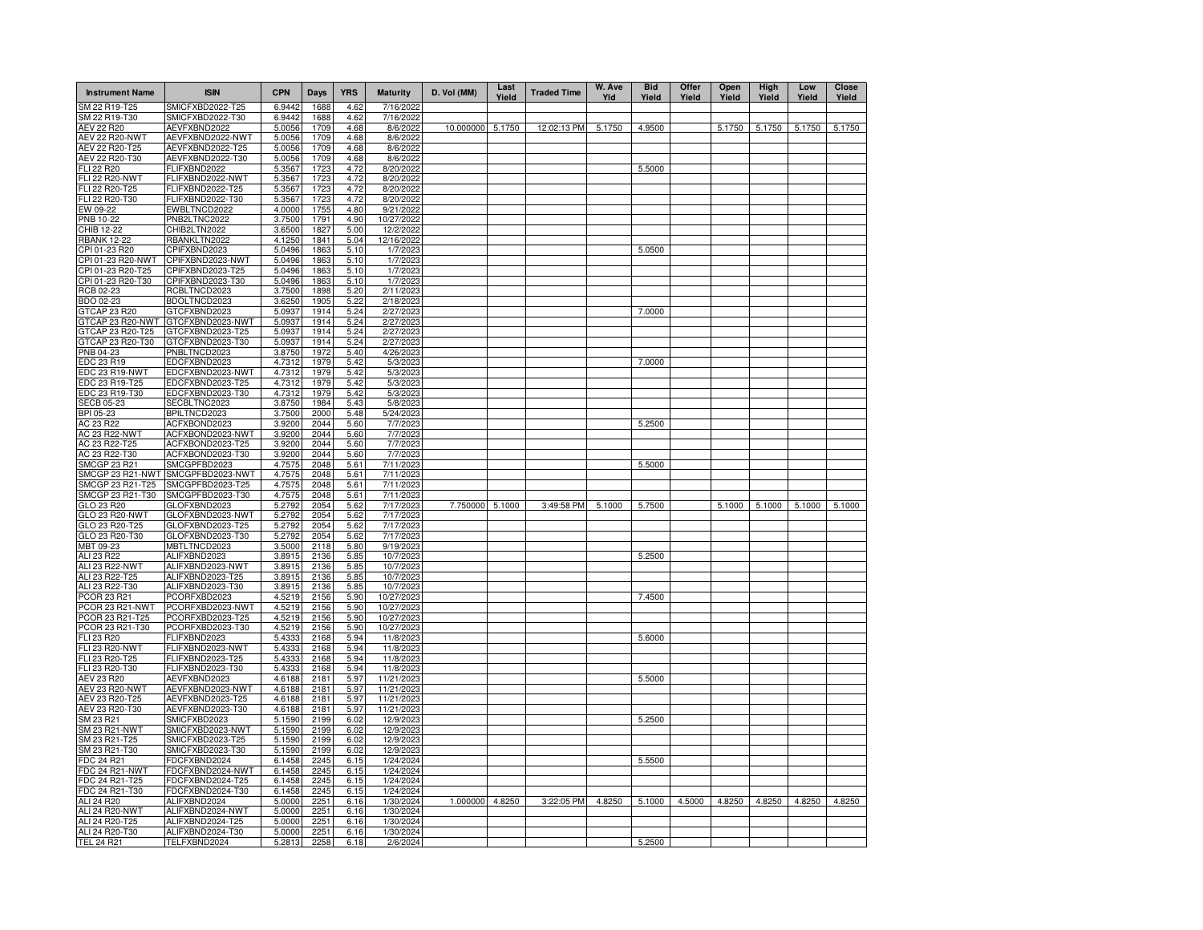| Instrument Name | ISIN | CPN | Days | YRS | Maturity | D. Vol (MM) | Last Yield | Traded Time | W. Ave Yld | Bid Yield | Offer Yield | Open Yield | High Yield | Low Yield | Close Yield |
|---|---|---|---|---|---|---|---|---|---|---|---|---|---|---|---|
| SM 22 R19-T25 | SMICFXBD2022-T25 | 6.9442 | 1688 | 4.62 | 7/16/2022 | | | | | | | | | | |
| SM 22 R19-T30 | SMICFXBD2022-T30 | 6.9442 | 1688 | 4.62 | 7/16/2022 | | | | | | | | | | |
| AEV 22 R20 | AEVFXBND2022 | 5.0056 | 1709 | 4.68 | 8/6/2022 | 10.000000 | 5.1750 | 12:02:13 PM | 5.1750 | 4.9500 | | 5.1750 | 5.1750 | 5.1750 | 5.1750 |
| AEV 22 R20-NWT | AEVFXBND2022-NWT | 5.0056 | 1709 | 4.68 | 8/6/2022 | | | | | | | | | | |
| AEV 22 R20-T25 | AEVFXBND2022-T25 | 5.0056 | 1709 | 4.68 | 8/6/2022 | | | | | | | | | | |
| AEV 22 R20-T30 | AEVFXBND2022-T30 | 5.0056 | 1709 | 4.68 | 8/6/2022 | | | | | | | | | | |
| FLI 22 R20 | FLIFXBND2022 | 5.3567 | 1723 | 4.72 | 8/20/2022 | | | | | 5.5000 | | | | | |
| FLI 22 R20-NWT | FLIFXBND2022-NWT | 5.3567 | 1723 | 4.72 | 8/20/2022 | | | | | | | | | | |
| FLI 22 R20-T25 | FLIFXBND2022-T25 | 5.3567 | 1723 | 4.72 | 8/20/2022 | | | | | | | | | | |
| FLI 22 R20-T30 | FLIFXBND2022-T30 | 5.3567 | 1723 | 4.72 | 8/20/2022 | | | | | | | | | | |
| EW 09-22 | EWBLTNCD2022 | 4.0000 | 1755 | 4.80 | 9/21/2022 | | | | | | | | | | |
| PNB 10-22 | PNB2LTNC2022 | 3.7500 | 1791 | 4.90 | 10/27/2022 | | | | | | | | | | |
| CHIB 12-22 | CHIB2LTN2022 | 3.6500 | 1827 | 5.00 | 12/2/2022 | | | | | | | | | | |
| RBANK 12-22 | RBANKLTN2022 | 4.1250 | 1841 | 5.04 | 12/16/2022 | | | | | | | | | | |
| CPI 01-23 R20 | CPIFXBND2023 | 5.0496 | 1863 | 5.10 | 1/7/2023 | | | | | 5.0500 | | | | | |
| CPI 01-23 R20-NWT | CPIFXBND2023-NWT | 5.0496 | 1863 | 5.10 | 1/7/2023 | | | | | | | | | | |
| CPI 01-23 R20-T25 | CPIFXBND2023-T25 | 5.0496 | 1863 | 5.10 | 1/7/2023 | | | | | | | | | | |
| CPI 01-23 R20-T30 | CPIFXBND2023-T30 | 5.0496 | 1863 | 5.10 | 1/7/2023 | | | | | | | | | | |
| RCB 02-23 | RCBLTNCD2023 | 3.7500 | 1898 | 5.20 | 2/11/2023 | | | | | | | | | | |
| BDO 02-23 | BDOLTNCD2023 | 3.6250 | 1905 | 5.22 | 2/18/2023 | | | | | | | | | | |
| GTCAP 23 R20 | GTCFXBND2023 | 5.0937 | 1914 | 5.24 | 2/27/2023 | | | | | 7.0000 | | | | | |
| GTCAP 23 R20-NWT | GTCFXBND2023-NWT | 5.0937 | 1914 | 5.24 | 2/27/2023 | | | | | | | | | | |
| GTCAP 23 R20-T25 | GTCFXBND2023-T25 | 5.0937 | 1914 | 5.24 | 2/27/2023 | | | | | | | | | | |
| GTCAP 23 R20-T30 | GTCFXBND2023-T30 | 5.0937 | 1914 | 5.24 | 2/27/2023 | | | | | | | | | | |
| PNB 04-23 | PNBLTNCD2023 | 3.8750 | 1972 | 5.40 | 4/26/2023 | | | | | | | | | | |
| EDC 23 R19 | EDCFXBND2023 | 4.7312 | 1979 | 5.42 | 5/3/2023 | | | | | 7.0000 | | | | | |
| EDC 23 R19-NWT | EDCFXBND2023-NWT | 4.7312 | 1979 | 5.42 | 5/3/2023 | | | | | | | | | | |
| EDC 23 R19-T25 | EDCFXBND2023-T25 | 4.7312 | 1979 | 5.42 | 5/3/2023 | | | | | | | | | | |
| EDC 23 R19-T30 | EDCFXBND2023-T30 | 4.7312 | 1979 | 5.42 | 5/3/2023 | | | | | | | | | | |
| SECB 05-23 | SECBLTNC2023 | 3.8750 | 1984 | 5.43 | 5/8/2023 | | | | | | | | | | |
| BPI 05-23 | BPILTNCD2023 | 3.7500 | 2000 | 5.48 | 5/24/2023 | | | | | | | | | | |
| AC 23 R22 | ACFXBOND2023 | 3.9200 | 2044 | 5.60 | 7/7/2023 | | | | | 5.2500 | | | | | |
| AC 23 R22-NWT | ACFXBOND2023-NWT | 3.9200 | 2044 | 5.60 | 7/7/2023 | | | | | | | | | | |
| AC 23 R22-T25 | ACFXBOND2023-T25 | 3.9200 | 2044 | 5.60 | 7/7/2023 | | | | | | | | | | |
| AC 23 R22-T30 | ACFXBOND2023-T30 | 3.9200 | 2044 | 5.60 | 7/7/2023 | | | | | | | | | | |
| SMCGP 23 R21 | SMCGPFBD2023 | 4.7575 | 2048 | 5.61 | 7/11/2023 | | | | | 5.5000 | | | | | |
| SMCGP 23 R21-NWT | SMCGPFBD2023-NWT | 4.7575 | 2048 | 5.61 | 7/11/2023 | | | | | | | | | | |
| SMCGP 23 R21-T25 | SMCGPFBD2023-T25 | 4.7575 | 2048 | 5.61 | 7/11/2023 | | | | | | | | | | |
| SMCGP 23 R21-T30 | SMCGPFBD2023-T30 | 4.7575 | 2048 | 5.61 | 7/11/2023 | | | | | | | | | | |
| GLO 23 R20 | GLOFXBND2023 | 5.2792 | 2054 | 5.62 | 7/17/2023 | 7.750000 | 5.1000 | 3:49:58 PM | 5.1000 | 5.7500 | | 5.1000 | 5.1000 | 5.1000 | 5.1000 |
| GLO 23 R20-NWT | GLOFXBND2023-NWT | 5.2792 | 2054 | 5.62 | 7/17/2023 | | | | | | | | | | |
| GLO 23 R20-T25 | GLOFXBND2023-T25 | 5.2792 | 2054 | 5.62 | 7/17/2023 | | | | | | | | | | |
| GLO 23 R20-T30 | GLOFXBND2023-T30 | 5.2792 | 2054 | 5.62 | 7/17/2023 | | | | | | | | | | |
| MBT 09-23 | MBTLTNCD2023 | 3.5000 | 2118 | 5.80 | 9/19/2023 | | | | | | | | | | |
| ALI 23 R22 | ALIFXBND2023 | 3.8915 | 2136 | 5.85 | 10/7/2023 | | | | | 5.2500 | | | | | |
| ALI 23 R22-NWT | ALIFXBND2023-NWT | 3.8915 | 2136 | 5.85 | 10/7/2023 | | | | | | | | | | |
| ALI 23 R22-T25 | ALIFXBND2023-T25 | 3.8915 | 2136 | 5.85 | 10/7/2023 | | | | | | | | | | |
| ALI 23 R22-T30 | ALIFXBND2023-T30 | 3.8915 | 2136 | 5.85 | 10/7/2023 | | | | | | | | | | |
| PCOR 23 R21 | PCORFXBD2023 | 4.5219 | 2156 | 5.90 | 10/27/2023 | | | | | 7.4500 | | | | | |
| PCOR 23 R21-NWT | PCORFXBD2023-NWT | 4.5219 | 2156 | 5.90 | 10/27/2023 | | | | | | | | | | |
| PCOR 23 R21-T25 | PCORFXBD2023-T25 | 4.5219 | 2156 | 5.90 | 10/27/2023 | | | | | | | | | | |
| PCOR 23 R21-T30 | PCORFXBD2023-T30 | 4.5219 | 2156 | 5.90 | 10/27/2023 | | | | | | | | | | |
| FLI 23 R20 | FLIFXBND2023 | 5.4333 | 2168 | 5.94 | 11/8/2023 | | | | | 5.6000 | | | | | |
| FLI 23 R20-NWT | FLIFXBND2023-NWT | 5.4333 | 2168 | 5.94 | 11/8/2023 | | | | | | | | | | |
| FLI 23 R20-T25 | FLIFXBND2023-T25 | 5.4333 | 2168 | 5.94 | 11/8/2023 | | | | | | | | | | |
| FLI 23 R20-T30 | FLIFXBND2023-T30 | 5.4333 | 2168 | 5.94 | 11/8/2023 | | | | | | | | | | |
| AEV 23 R20 | AEVFXBND2023 | 4.6188 | 2181 | 5.97 | 11/21/2023 | | | | | 5.5000 | | | | | |
| AEV 23 R20-NWT | AEVFXBND2023-NWT | 4.6188 | 2181 | 5.97 | 11/21/2023 | | | | | | | | | | |
| AEV 23 R20-T25 | AEVFXBND2023-T25 | 4.6188 | 2181 | 5.97 | 11/21/2023 | | | | | | | | | | |
| AEV 23 R20-T30 | AEVFXBND2023-T30 | 4.6188 | 2181 | 5.97 | 11/21/2023 | | | | | | | | | | |
| SM 23 R21 | SMICFXBD2023 | 5.1590 | 2199 | 6.02 | 12/9/2023 | | | | | 5.2500 | | | | | |
| SM 23 R21-NWT | SMICFXBD2023-NWT | 5.1590 | 2199 | 6.02 | 12/9/2023 | | | | | | | | | | |
| SM 23 R21-T25 | SMICFXBD2023-T25 | 5.1590 | 2199 | 6.02 | 12/9/2023 | | | | | | | | | | |
| SM 23 R21-T30 | SMICFXBD2023-T30 | 5.1590 | 2199 | 6.02 | 12/9/2023 | | | | | | | | | | |
| FDC 24 R21 | FDCFXBND2024 | 6.1458 | 2245 | 6.15 | 1/24/2024 | | | | | 5.5500 | | | | | |
| FDC 24 R21-NWT | FDCFXBND2024-NWT | 6.1458 | 2245 | 6.15 | 1/24/2024 | | | | | | | | | | |
| FDC 24 R21-T25 | FDCFXBND2024-T25 | 6.1458 | 2245 | 6.15 | 1/24/2024 | | | | | | | | | | |
| FDC 24 R21-T30 | FDCFXBND2024-T30 | 6.1458 | 2245 | 6.15 | 1/24/2024 | | | | | | | | | | |
| ALI 24 R20 | ALIFXBND2024 | 5.0000 | 2251 | 6.16 | 1/30/2024 | 1.000000 | 4.8250 | 3:22:05 PM | 4.8250 | 5.1000 | 4.5000 | 4.8250 | 4.8250 | 4.8250 | 4.8250 |
| ALI 24 R20-NWT | ALIFXBND2024-NWT | 5.0000 | 2251 | 6.16 | 1/30/2024 | | | | | | | | | | |
| ALI 24 R20-T25 | ALIFXBND2024-T25 | 5.0000 | 2251 | 6.16 | 1/30/2024 | | | | | | | | | | |
| ALI 24 R20-T30 | ALIFXBND2024-T30 | 5.0000 | 2251 | 6.16 | 1/30/2024 | | | | | | | | | | |
| TEL 24 R21 | TELFXBND2024 | 5.2813 | 2258 | 6.18 | 2/6/2024 | | | | | 5.2500 | | | | | |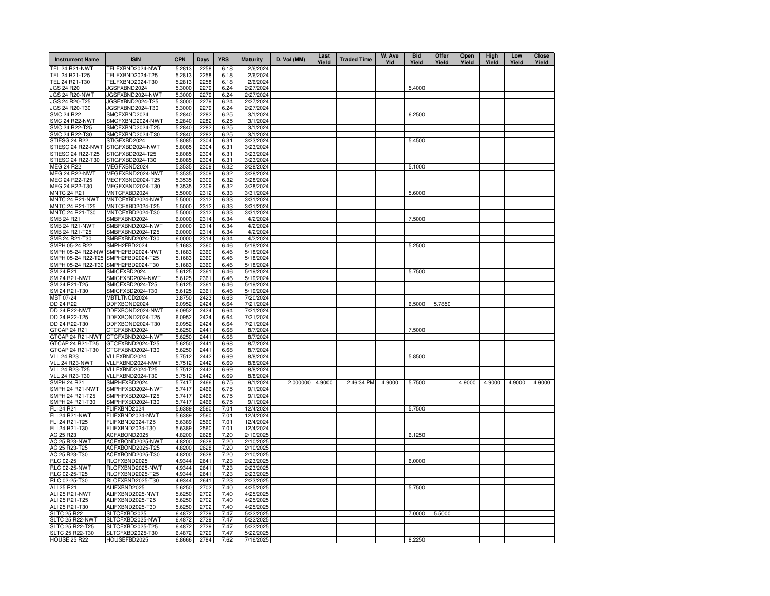| Instrument Name | ISIN | CPN | Days | YRS | Maturity | D. Vol (MM) | Last Yield | Traded Time | W. Ave Yld | Bid Yield | Offer Yield | Open Yield | High Yield | Low Yield | Close Yield |
|---|---|---|---|---|---|---|---|---|---|---|---|---|---|---|---|
| TEL 24 R21-NWT | TELFXBND2024-NWT | 5.2813 | 2258 | 6.18 | 2/6/2024 | | | | | | | | | | |
| TEL 24 R21-T25 | TELFXBND2024-T25 | 5.2813 | 2258 | 6.18 | 2/6/2024 | | | | | | | | | | |
| TEL 24 R21-T30 | TELFXBND2024-T30 | 5.2813 | 2258 | 6.18 | 2/6/2024 | | | | | | | | | | |
| JGS 24 R20 | JGSFXBND2024 | 5.3000 | 2279 | 6.24 | 2/27/2024 | | | | | 5.4000 | | | | | |
| JGS 24 R20-NWT | JGSFXBND2024-NWT | 5.3000 | 2279 | 6.24 | 2/27/2024 | | | | | | | | | | |
| JGS 24 R20-T25 | JGSFXBND2024-T25 | 5.3000 | 2279 | 6.24 | 2/27/2024 | | | | | | | | | | |
| JGS 24 R20-T30 | JGSFXBND2024-T30 | 5.3000 | 2279 | 6.24 | 2/27/2024 | | | | | | | | | | |
| SMC 24 R22 | SMCFXBND2024 | 5.2840 | 2282 | 6.25 | 3/1/2024 | | | | | 6.2500 | | | | | |
| SMC 24 R22-NWT | SMCFXBND2024-NWT | 5.2840 | 2282 | 6.25 | 3/1/2024 | | | | | | | | | | |
| SMC 24 R22-T25 | SMCFXBND2024-T25 | 5.2840 | 2282 | 6.25 | 3/1/2024 | | | | | | | | | | |
| SMC 24 R22-T30 | SMCFXBND2024-T30 | 5.2840 | 2282 | 6.25 | 3/1/2024 | | | | | | | | | | |
| STIESG 24 R22 | STIGFXBD2024 | 5.8085 | 2304 | 6.31 | 3/23/2024 | | | | | 5.4500 | | | | | |
| STIESG 24 R22-NWT | STIGFXBD2024-NWT | 5.8085 | 2304 | 6.31 | 3/23/2024 | | | | | | | | | | |
| STIESG 24 R22-T25 | STIGFXBD2024-T25 | 5.8085 | 2304 | 6.31 | 3/23/2024 | | | | | | | | | | |
| STIESG 24 R22-T30 | STIGFXBD2024-T30 | 5.8085 | 2304 | 6.31 | 3/23/2024 | | | | | | | | | | |
| MEG 24 R22 | MEGFXBND2024 | 5.3535 | 2309 | 6.32 | 3/28/2024 | | | | | 5.1000 | | | | | |
| MEG 24 R22-NWT | MEGFXBND2024-NWT | 5.3535 | 2309 | 6.32 | 3/28/2024 | | | | | | | | | | |
| MEG 24 R22-T25 | MEGFXBND2024-T25 | 5.3535 | 2309 | 6.32 | 3/28/2024 | | | | | | | | | | |
| MEG 24 R22-T30 | MEGFXBND2024-T30 | 5.3535 | 2309 | 6.32 | 3/28/2024 | | | | | | | | | | |
| MNTC 24 R21 | MNTCFXBD2024 | 5.5000 | 2312 | 6.33 | 3/31/2024 | | | | | 5.6000 | | | | | |
| MNTC 24 R21-NWT | MNTCFXBD2024-NWT | 5.5000 | 2312 | 6.33 | 3/31/2024 | | | | | | | | | | |
| MNTC 24 R21-T25 | MNTCFXBD2024-T25 | 5.5000 | 2312 | 6.33 | 3/31/2024 | | | | | | | | | | |
| MNTC 24 R21-T30 | MNTCFXBD2024-T30 | 5.5000 | 2312 | 6.33 | 3/31/2024 | | | | | | | | | | |
| SMB 24 R21 | SMBFXBND2024 | 6.0000 | 2314 | 6.34 | 4/2/2024 | | | | | 7.5000 | | | | | |
| SMB 24 R21-NWT | SMBFXBND2024-NWT | 6.0000 | 2314 | 6.34 | 4/2/2024 | | | | | | | | | | |
| SMB 24 R21-T25 | SMBFXBND2024-T25 | 6.0000 | 2314 | 6.34 | 4/2/2024 | | | | | | | | | | |
| SMB 24 R21-T30 | SMBFXBND2024-T30 | 6.0000 | 2314 | 6.34 | 4/2/2024 | | | | | | | | | | |
| SMPH 05-24 R22 | SMPH2FBD2024 | 5.1683 | 2360 | 6.46 | 5/18/2024 | | | | | 5.2500 | | | | | |
| SMPH 05-24 R22-NWT | SMPH2FBD2024-NWT | 5.1683 | 2360 | 6.46 | 5/18/2024 | | | | | | | | | | |
| SMPH 05-24 R22-T25 | SMPH2FBD2024-T25 | 5.1683 | 2360 | 6.46 | 5/18/2024 | | | | | | | | | | |
| SMPH 05-24 R22-T30 | SMPH2FBD2024-T30 | 5.1683 | 2360 | 6.46 | 5/18/2024 | | | | | | | | | | |
| SM 24 R21 | SMICFXBD2024 | 5.6125 | 2361 | 6.46 | 5/19/2024 | | | | | 5.7500 | | | | | |
| SM 24 R21-NWT | SMICFXBD2024-NWT | 5.6125 | 2361 | 6.46 | 5/19/2024 | | | | | | | | | | |
| SM 24 R21-T25 | SMICFXBD2024-T25 | 5.6125 | 2361 | 6.46 | 5/19/2024 | | | | | | | | | | |
| SM 24 R21-T30 | SMICFXBD2024-T30 | 5.6125 | 2361 | 6.46 | 5/19/2024 | | | | | | | | | | |
| MBT 07-24 | MBTLTNCD2024 | 3.8750 | 2423 | 6.63 | 7/20/2024 | | | | | | | | | | |
| DD 24 R22 | DDFXBOND2024 | 6.0952 | 2424 | 6.64 | 7/21/2024 | | | | | 6.5000 | 5.7850 | | | | |
| DD 24 R22-NWT | DDFXBOND2024-NWT | 6.0952 | 2424 | 6.64 | 7/21/2024 | | | | | | | | | | |
| DD 24 R22-T25 | DDFXBOND2024-T25 | 6.0952 | 2424 | 6.64 | 7/21/2024 | | | | | | | | | | |
| DD 24 R22-T30 | DDFXBOND2024-T30 | 6.0952 | 2424 | 6.64 | 7/21/2024 | | | | | | | | | | |
| GTCAP 24 R21 | GTCFXBND2024 | 5.6250 | 2441 | 6.68 | 8/7/2024 | | | | | 7.5000 | | | | | |
| GTCAP 24 R21-NWT | GTCFXBND2024-NWT | 5.6250 | 2441 | 6.68 | 8/7/2024 | | | | | | | | | | |
| GTCAP 24 R21-T25 | GTCFXBND2024-T25 | 5.6250 | 2441 | 6.68 | 8/7/2024 | | | | | | | | | | |
| GTCAP 24 R21-T30 | GTCFXBND2024-T30 | 5.6250 | 2441 | 6.68 | 8/7/2024 | | | | | | | | | | |
| VLL 24 R23 | VLLFXBND2024 | 5.7512 | 2442 | 6.69 | 8/8/2024 | | | | | 5.8500 | | | | | |
| VLL 24 R23-NWT | VLLFXBND2024-NWT | 5.7512 | 2442 | 6.69 | 8/8/2024 | | | | | | | | | | |
| VLL 24 R23-T25 | VLLFXBND2024-T25 | 5.7512 | 2442 | 6.69 | 8/8/2024 | | | | | | | | | | |
| VLL 24 R23-T30 | VLLFXBND2024-T30 | 5.7512 | 2442 | 6.69 | 8/8/2024 | | | | | | | | | | |
| SMPH 24 R21 | SMPHFXBD2024 | 5.7417 | 2466 | 6.75 | 9/1/2024 | 2.000000 | 4.9000 | 2:46:34 PM | 4.9000 | 5.7500 | | 4.9000 | 4.9000 | 4.9000 | 4.9000 |
| SMPH 24 R21-NWT | SMPHFXBD2024-NWT | 5.7417 | 2466 | 6.75 | 9/1/2024 | | | | | | | | | | |
| SMPH 24 R21-T25 | SMPHFXBD2024-T25 | 5.7417 | 2466 | 6.75 | 9/1/2024 | | | | | | | | | | |
| SMPH 24 R21-T30 | SMPHFXBD2024-T30 | 5.7417 | 2466 | 6.75 | 9/1/2024 | | | | | | | | | | |
| FLI 24 R21 | FLIFXBND2024 | 5.6389 | 2560 | 7.01 | 12/4/2024 | | | | | 5.7500 | | | | | |
| FLI 24 R21-NWT | FLIFXBND2024-NWT | 5.6389 | 2560 | 7.01 | 12/4/2024 | | | | | | | | | | |
| FLI 24 R21-T25 | FLIFXBND2024-T25 | 5.6389 | 2560 | 7.01 | 12/4/2024 | | | | | | | | | | |
| FLI 24 R21-T30 | FLIFXBND2024-T30 | 5.6389 | 2560 | 7.01 | 12/4/2024 | | | | | | | | | | |
| AC 25 R23 | ACFXBOND2025 | 4.8200 | 2628 | 7.20 | 2/10/2025 | | | | | 6.1250 | | | | | |
| AC 25 R23-NWT | ACFXBOND2025-NWT | 4.8200 | 2628 | 7.20 | 2/10/2025 | | | | | | | | | | |
| AC 25 R23-T25 | ACFXBOND2025-T25 | 4.8200 | 2628 | 7.20 | 2/10/2025 | | | | | | | | | | |
| AC 25 R23-T30 | ACFXBOND2025-T30 | 4.8200 | 2628 | 7.20 | 2/10/2025 | | | | | | | | | | |
| RLC 02-25 | RLCFXBND2025 | 4.9344 | 2641 | 7.23 | 2/23/2025 | | | | | 6.0000 | | | | | |
| RLC 02-25-NWT | RLCFXBND2025-NWT | 4.9344 | 2641 | 7.23 | 2/23/2025 | | | | | | | | | | |
| RLC 02-25-T25 | RLCFXBND2025-T25 | 4.9344 | 2641 | 7.23 | 2/23/2025 | | | | | | | | | | |
| RLC 02-25-T30 | RLCFXBND2025-T30 | 4.9344 | 2641 | 7.23 | 2/23/2025 | | | | | | | | | | |
| ALI 25 R21 | ALIFXBND2025 | 5.6250 | 2702 | 7.40 | 4/25/2025 | | | | | 5.7500 | | | | | |
| ALI 25 R21-NWT | ALIFXBND2025-NWT | 5.6250 | 2702 | 7.40 | 4/25/2025 | | | | | | | | | | |
| ALI 25 R21-T25 | ALIFXBND2025-T25 | 5.6250 | 2702 | 7.40 | 4/25/2025 | | | | | | | | | | |
| ALI 25 R21-T30 | ALIFXBND2025-T30 | 5.6250 | 2702 | 7.40 | 4/25/2025 | | | | | | | | | | |
| SLTC 25 R22 | SLTCFXBD2025 | 6.4872 | 2729 | 7.47 | 5/22/2025 | | | | | 7.0000 | 5.5000 | | | | |
| SLTC 25 R22-NWT | SLTCFXBD2025-NWT | 6.4872 | 2729 | 7.47 | 5/22/2025 | | | | | | | | | | |
| SLTC 25 R22-T25 | SLTCFXBD2025-T25 | 6.4872 | 2729 | 7.47 | 5/22/2025 | | | | | | | | | | |
| SLTC 25 R22-T30 | SLTCFXBD2025-T30 | 6.4872 | 2729 | 7.47 | 5/22/2025 | | | | | | | | | | |
| HOUSE 25 R22 | HOUSEFBD2025 | 6.8666 | 2784 | 7.62 | 7/16/2025 | | | | | 8.2250 | | | | | |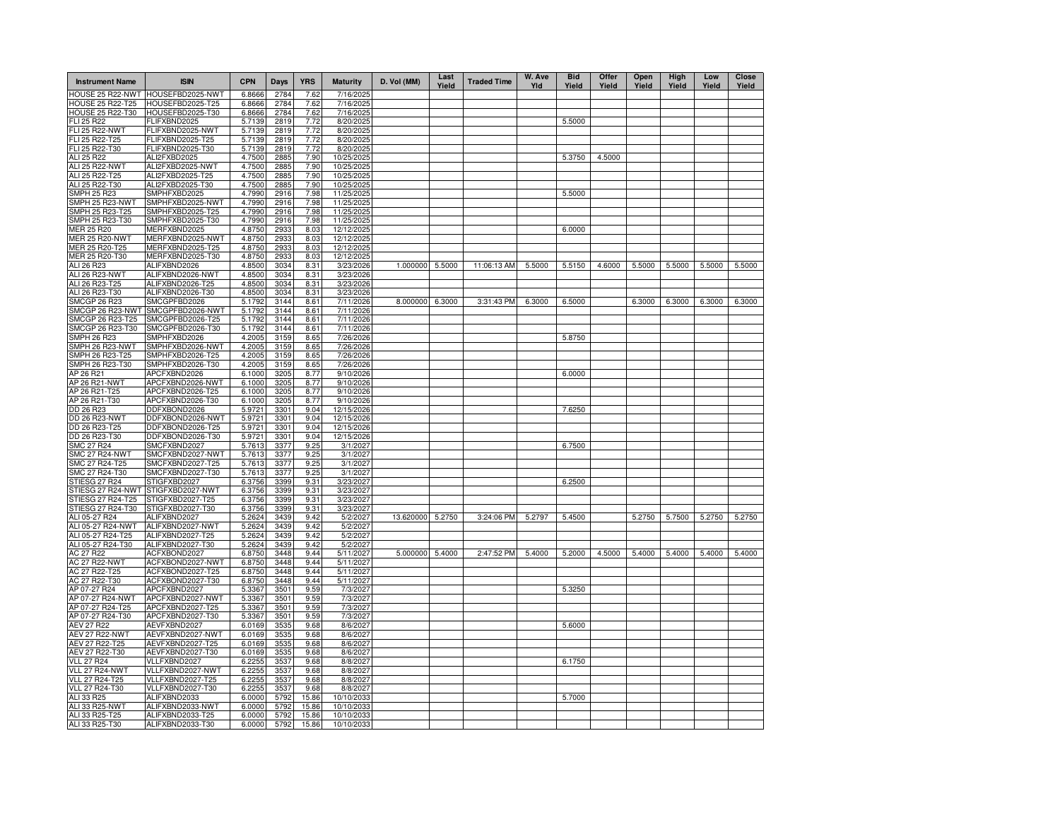| Instrument Name | ISIN | CPN | Days | YRS | Maturity | D. Vol (MM) | Last Yield | Traded Time | W. Ave Yld | Bid Yield | Offer Yield | Open Yield | High Yield | Low Yield | Close Yield |
|---|---|---|---|---|---|---|---|---|---|---|---|---|---|---|---|
| HOUSE 25 R22-NWT | HOUSEFBD2025-NWT | 6.8666 | 2784 | 7.62 | 7/16/2025 | | | | | | | | | | |
| HOUSE 25 R22-T25 | HOUSEFBD2025-T25 | 6.8666 | 2784 | 7.62 | 7/16/2025 | | | | | | | | | | |
| HOUSE 25 R22-T30 | HOUSEFBD2025-T30 | 6.8666 | 2784 | 7.62 | 7/16/2025 | | | | | | | | | | |
| FLI 25 R22 | FLIFXBND2025 | 5.7139 | 2819 | 7.72 | 8/20/2025 | | | | | 5.5000 | | | | | |
| FLI 25 R22-NWT | FLIFXBND2025-NWT | 5.7139 | 2819 | 7.72 | 8/20/2025 | | | | | | | | | | |
| FLI 25 R22-T25 | FLIFXBND2025-T25 | 5.7139 | 2819 | 7.72 | 8/20/2025 | | | | | | | | | | |
| FLI 25 R22-T30 | FLIFXBND2025-T30 | 5.7139 | 2819 | 7.72 | 8/20/2025 | | | | | | | | | | |
| ALI 25 R22 | ALI2FXBD2025 | 4.7500 | 2885 | 7.90 | 10/25/2025 | | | | | 5.3750 | 4.5000 | | | | |
| ALI 25 R22-NWT | ALI2FXBD2025-NWT | 4.7500 | 2885 | 7.90 | 10/25/2025 | | | | | | | | | | |
| ALI 25 R22-T25 | ALI2FXBD2025-T25 | 4.7500 | 2885 | 7.90 | 10/25/2025 | | | | | | | | | | |
| ALI 25 R22-T30 | ALI2FXBD2025-T30 | 4.7500 | 2885 | 7.90 | 10/25/2025 | | | | | | | | | | |
| SMPH 25 R23 | SMPHFXBD2025 | 4.7990 | 2916 | 7.98 | 11/25/2025 | | | | | 5.5000 | | | | | |
| SMPH 25 R23-NWT | SMPHFXBD2025-NWT | 4.7990 | 2916 | 7.98 | 11/25/2025 | | | | | | | | | | |
| SMPH 25 R23-T25 | SMPHFXBD2025-T25 | 4.7990 | 2916 | 7.98 | 11/25/2025 | | | | | | | | | | |
| SMPH 25 R23-T30 | SMPHFXBD2025-T30 | 4.7990 | 2916 | 7.98 | 11/25/2025 | | | | | | | | | | |
| MER 25 R20 | MERFXBND2025 | 4.8750 | 2933 | 8.03 | 12/12/2025 | | | | | 6.0000 | | | | | |
| MER 25 R20-NWT | MERFXBND2025-NWT | 4.8750 | 2933 | 8.03 | 12/12/2025 | | | | | | | | | | |
| MER 25 R20-T25 | MERFXBND2025-T25 | 4.8750 | 2933 | 8.03 | 12/12/2025 | | | | | | | | | | |
| MER 25 R20-T30 | MERFXBND2025-T30 | 4.8750 | 2933 | 8.03 | 12/12/2025 | | | | | | | | | | |
| ALI 26 R23 | ALIFXBND2026 | 4.8500 | 3034 | 8.31 | 3/23/2026 | 1.000000 | 5.5000 | 11:06:13 AM | 5.5000 | 5.5150 | 4.6000 | 5.5000 | 5.5000 | 5.5000 | 5.5000 |
| ALI 26 R23-NWT | ALIFXBND2026-NWT | 4.8500 | 3034 | 8.31 | 3/23/2026 | | | | | | | | | | |
| ALI 26 R23-T25 | ALIFXBND2026-T25 | 4.8500 | 3034 | 8.31 | 3/23/2026 | | | | | | | | | | |
| ALI 26 R23-T30 | ALIFXBND2026-T30 | 4.8500 | 3034 | 8.31 | 3/23/2026 | | | | | | | | | | |
| SMCGP 26 R23 | SMCGPFBD2026 | 5.1792 | 3144 | 8.61 | 7/11/2026 | 8.000000 | 6.3000 | 3:31:43 PM | 6.3000 | 6.5000 | | 6.3000 | 6.3000 | 6.3000 | 6.3000 |
| SMCGP 26 R23-NWT | SMCGPFBD2026-NWT | 5.1792 | 3144 | 8.61 | 7/11/2026 | | | | | | | | | | |
| SMCGP 26 R23-T25 | SMCGPFBD2026-T25 | 5.1792 | 3144 | 8.61 | 7/11/2026 | | | | | | | | | | |
| SMCGP 26 R23-T30 | SMCGPFBD2026-T30 | 5.1792 | 3144 | 8.61 | 7/11/2026 | | | | | | | | | | |
| SMPH 26 R23 | SMPHFXBD2026 | 4.2005 | 3159 | 8.65 | 7/26/2026 | | | | | 5.8750 | | | | | |
| SMPH 26 R23-NWT | SMPHFXBD2026-NWT | 4.2005 | 3159 | 8.65 | 7/26/2026 | | | | | | | | | | |
| SMPH 26 R23-T25 | SMPHFXBD2026-T25 | 4.2005 | 3159 | 8.65 | 7/26/2026 | | | | | | | | | | |
| SMPH 26 R23-T30 | SMPHFXBD2026-T30 | 4.2005 | 3159 | 8.65 | 7/26/2026 | | | | | | | | | | |
| AP 26 R21 | APCFXBND2026 | 6.1000 | 3205 | 8.77 | 9/10/2026 | | | | | 6.0000 | | | | | |
| AP 26 R21-NWT | APCFXBND2026-NWT | 6.1000 | 3205 | 8.77 | 9/10/2026 | | | | | | | | | | |
| AP 26 R21-T25 | APCFXBND2026-T25 | 6.1000 | 3205 | 8.77 | 9/10/2026 | | | | | | | | | | |
| AP 26 R21-T30 | APCFXBND2026-T30 | 6.1000 | 3205 | 8.77 | 9/10/2026 | | | | | | | | | | |
| DD 26 R23 | DDFXBOND2026 | 5.9721 | 3301 | 9.04 | 12/15/2026 | | | | | 7.6250 | | | | | |
| DD 26 R23-NWT | DDFXBOND2026-NWT | 5.9721 | 3301 | 9.04 | 12/15/2026 | | | | | | | | | | |
| DD 26 R23-T25 | DDFXBOND2026-T25 | 5.9721 | 3301 | 9.04 | 12/15/2026 | | | | | | | | | | |
| DD 26 R23-T30 | DDFXBOND2026-T30 | 5.9721 | 3301 | 9.04 | 12/15/2026 | | | | | | | | | | |
| SMC 27 R24 | SMCFXBND2027 | 5.7613 | 3377 | 9.25 | 3/1/2027 | | | | | 6.7500 | | | | | |
| SMC 27 R24-NWT | SMCFXBND2027-NWT | 5.7613 | 3377 | 9.25 | 3/1/2027 | | | | | | | | | | |
| SMC 27 R24-T25 | SMCFXBND2027-T25 | 5.7613 | 3377 | 9.25 | 3/1/2027 | | | | | | | | | | |
| SMC 27 R24-T30 | SMCFXBND2027-T30 | 5.7613 | 3377 | 9.25 | 3/1/2027 | | | | | | | | | | |
| STIESG 27 R24 | STIGFXBD2027 | 6.3756 | 3399 | 9.31 | 3/23/2027 | | | | | 6.2500 | | | | | |
| STIESG 27 R24-NWT | STIGFXBD2027-NWT | 6.3756 | 3399 | 9.31 | 3/23/2027 | | | | | | | | | | |
| STIESG 27 R24-T25 | STIGFXBD2027-T25 | 6.3756 | 3399 | 9.31 | 3/23/2027 | | | | | | | | | | |
| STIESG 27 R24-T30 | STIGFXBD2027-T30 | 6.3756 | 3399 | 9.31 | 3/23/2027 | | | | | | | | | | |
| ALI 05-27 R24 | ALIFXBND2027 | 5.2624 | 3439 | 9.42 | 5/2/2027 | 13.620000 | 5.2750 | 3:24:06 PM | 5.2797 | 5.4500 | | 5.2750 | 5.7500 | 5.2750 | 5.2750 |
| ALI 05-27 R24-NWT | ALIFXBND2027-NWT | 5.2624 | 3439 | 9.42 | 5/2/2027 | | | | | | | | | | |
| ALI 05-27 R24-T25 | ALIFXBND2027-T25 | 5.2624 | 3439 | 9.42 | 5/2/2027 | | | | | | | | | | |
| ALI 05-27 R24-T30 | ALIFXBND2027-T30 | 5.2624 | 3439 | 9.42 | 5/2/2027 | | | | | | | | | | |
| AC 27 R22 | ACFXBOND2027 | 6.8750 | 3448 | 9.44 | 5/11/2027 | 5.000000 | 5.4000 | 2:47:52 PM | 5.4000 | 5.2000 | 4.5000 | 5.4000 | 5.4000 | 5.4000 | 5.4000 |
| AC 27 R22-NWT | ACFXBOND2027-NWT | 6.8750 | 3448 | 9.44 | 5/11/2027 | | | | | | | | | | |
| AC 27 R22-T25 | ACFXBOND2027-T25 | 6.8750 | 3448 | 9.44 | 5/11/2027 | | | | | | | | | | |
| AC 27 R22-T30 | ACFXBOND2027-T30 | 6.8750 | 3448 | 9.44 | 5/11/2027 | | | | | | | | | | |
| AP 07-27 R24 | APCFXBND2027 | 5.3367 | 3501 | 9.59 | 7/3/2027 | | | | | 5.3250 | | | | | |
| AP 07-27 R24-NWT | APCFXBND2027-NWT | 5.3367 | 3501 | 9.59 | 7/3/2027 | | | | | | | | | | |
| AP 07-27 R24-T25 | APCFXBND2027-T25 | 5.3367 | 3501 | 9.59 | 7/3/2027 | | | | | | | | | | |
| AP 07-27 R24-T30 | APCFXBND2027-T30 | 5.3367 | 3501 | 9.59 | 7/3/2027 | | | | | | | | | | |
| AEV 27 R22 | AEVFXBND2027 | 6.0169 | 3535 | 9.68 | 8/6/2027 | | | | | 5.6000 | | | | | |
| AEV 27 R22-NWT | AEVFXBND2027-NWT | 6.0169 | 3535 | 9.68 | 8/6/2027 | | | | | | | | | | |
| AEV 27 R22-T25 | AEVFXBND2027-T25 | 6.0169 | 3535 | 9.68 | 8/6/2027 | | | | | | | | | | |
| AEV 27 R22-T30 | AEVFXBND2027-T30 | 6.0169 | 3535 | 9.68 | 8/6/2027 | | | | | | | | | | |
| VLL 27 R24 | VLLFXBND2027 | 6.2255 | 3537 | 9.68 | 8/8/2027 | | | | | 6.1750 | | | | | |
| VLL 27 R24-NWT | VLLFXBND2027-NWT | 6.2255 | 3537 | 9.68 | 8/8/2027 | | | | | | | | | | |
| VLL 27 R24-T25 | VLLFXBND2027-T25 | 6.2255 | 3537 | 9.68 | 8/8/2027 | | | | | | | | | | |
| VLL 27 R24-T30 | VLLFXBND2027-T30 | 6.2255 | 3537 | 9.68 | 8/8/2027 | | | | | | | | | | |
| ALI 33 R25 | ALIFXBND2033 | 6.0000 | 5792 | 15.86 | 10/10/2033 | | | | | 5.7000 | | | | | |
| ALI 33 R25-NWT | ALIFXBND2033-NWT | 6.0000 | 5792 | 15.86 | 10/10/2033 | | | | | | | | | | |
| ALI 33 R25-T25 | ALIFXBND2033-T25 | 6.0000 | 5792 | 15.86 | 10/10/2033 | | | | | | | | | | |
| ALI 33 R25-T30 | ALIFXBND2033-T30 | 6.0000 | 5792 | 15.86 | 10/10/2033 | | | | | | | | | | |